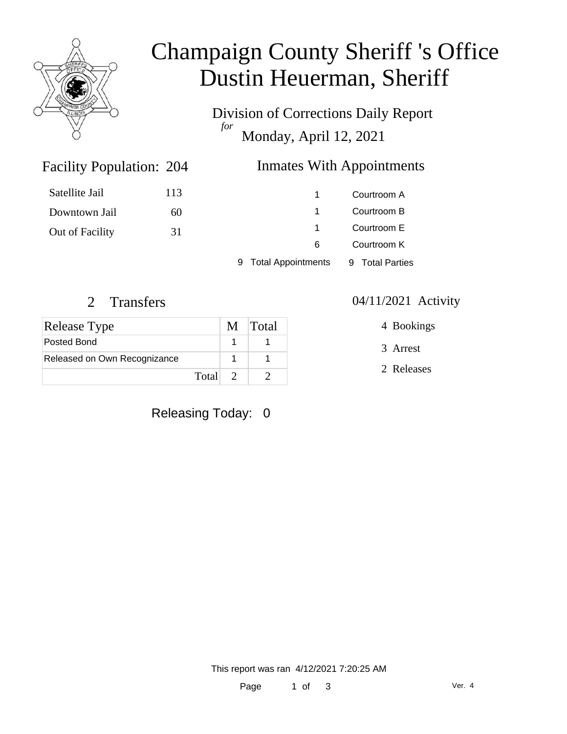# Champaign County Sheriff 's Office
# Dustin Heuerman, Sheriff

Division of Corrections Daily Report

*for*

Monday, April 12, 2021

## Facility Population: 204

| | |
|---|---|
| Satellite Jail | 113 |
| Downtown Jail | 60 |
| Out of Facility | 31 |

## Inmates With Appointments

| | |
|---|---|
| 1 | Courtroom A |
| 1 | Courtroom B |
| 1 | Courtroom E |
| 6 | Courtroom K |
| 9 Total Appointments | 9 Total Parties |

## 2 Transfers

| Release Type | M | Total |
|---|---|---|
| Posted Bond | 1 | 1 |
| Released on Own Recognizance | 1 | 1 |
| Total | 2 | 2 |

## 04/11/2021 Activity

4 Bookings

3 Arrest

2 Releases

Releasing Today: 0

This report was ran 4/12/2021 7:20:25 AM

Ver. 4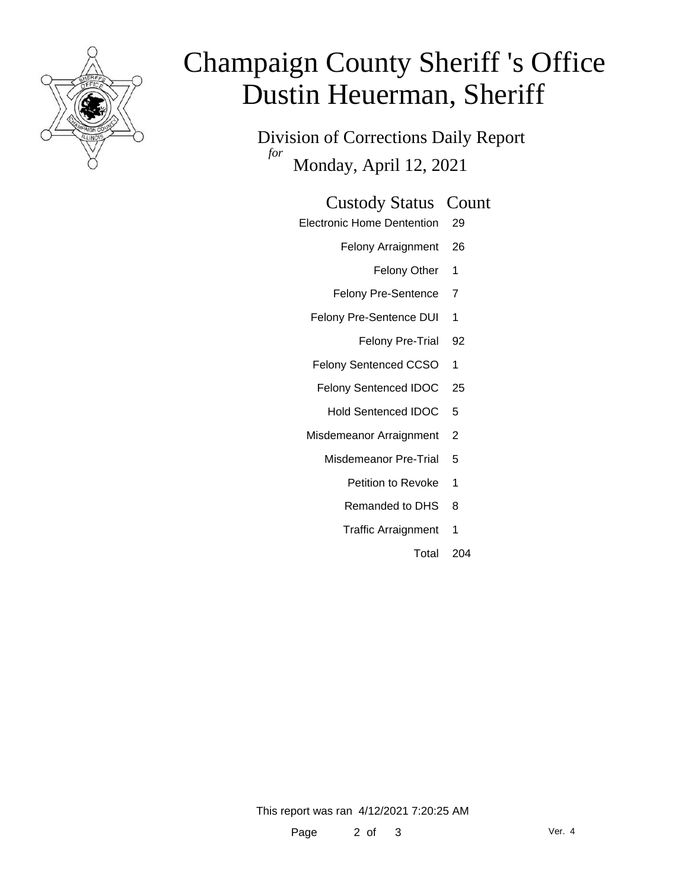# Champaign County Sheriff 's Office
# Dustin Heuerman, Sheriff

## Division of Corrections Daily Report

*for* Monday, April 12, 2021

| Custody Status | Count |
|---|---|
| Electronic Home Dentention | 29 |
| Felony Arraignment | 26 |
| Felony Other | 1 |
| Felony Pre-Sentence | 7 |
| Felony Pre-Sentence DUI | 1 |
| Felony Pre-Trial | 92 |
| Felony Sentenced CCSO | 1 |
| Felony Sentenced IDOC | 25 |
| Hold Sentenced IDOC | 5 |
| Misdemeanor Arraignment | 2 |
| Misdemeanor Pre-Trial | 5 |
| Petition to Revoke | 1 |
| Remanded to DHS | 8 |
| Traffic Arraignment | 1 |
| Total | 204 |

This report was ran 4/12/2021 7:20:25 AM

Ver. 4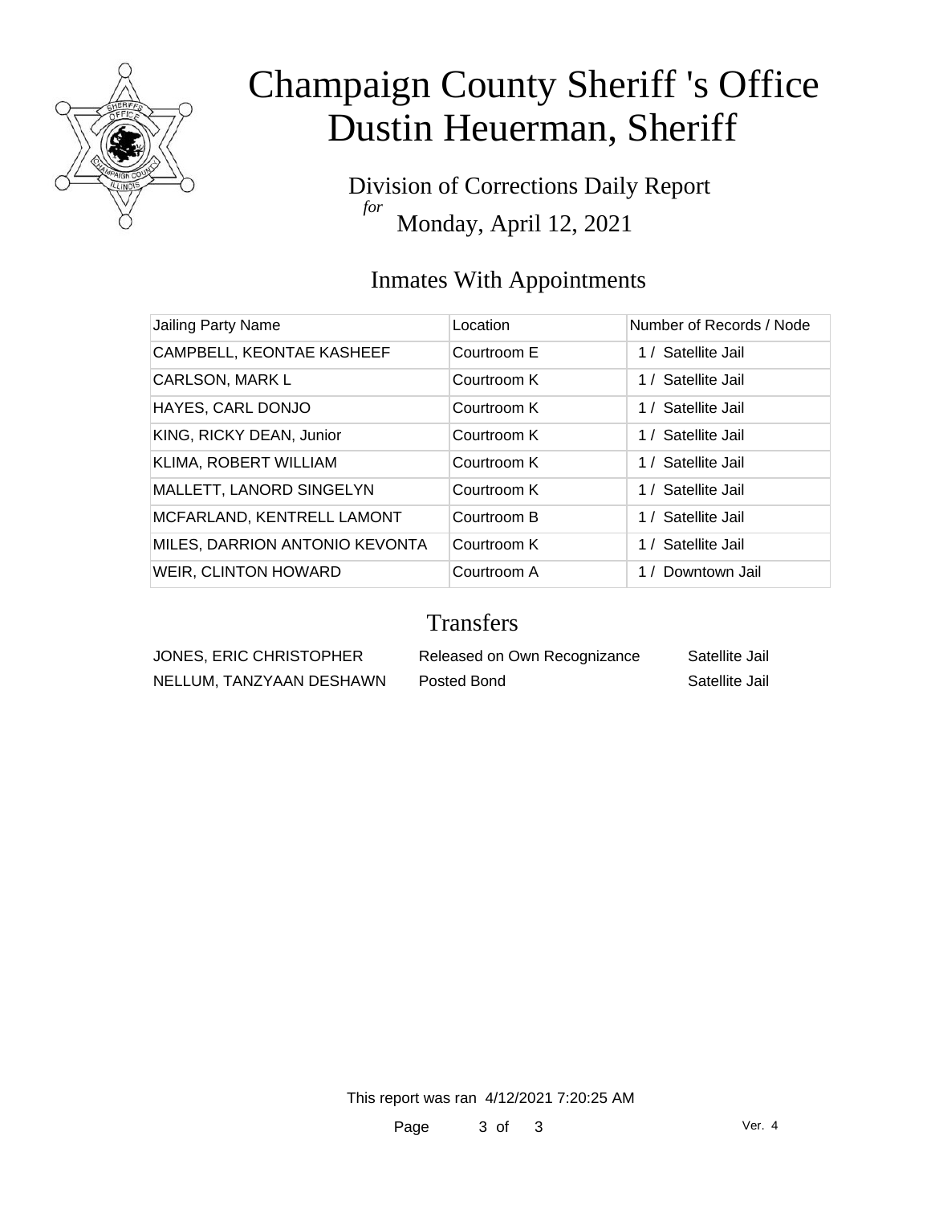# Champaign County Sheriff 's Office
# Dustin Heuerman, Sheriff

Division of Corrections Daily Report
*for*
Monday, April 12, 2021

## Inmates With Appointments

| Jailing Party Name | Location | Number of Records / Node |
|---|---|---|
| CAMPBELL, KEONTAE KASHEEF | Courtroom E | 1 / Satellite Jail |
| CARLSON, MARK L | Courtroom K | 1 / Satellite Jail |
| HAYES, CARL DONJO | Courtroom K | 1 / Satellite Jail |
| KING, RICKY DEAN, Junior | Courtroom K | 1 / Satellite Jail |
| KLIMA, ROBERT WILLIAM | Courtroom K | 1 / Satellite Jail |
| MALLETT, LANORD SINGELYN | Courtroom K | 1 / Satellite Jail |
| MCFARLAND, KENTRELL LAMONT | Courtroom B | 1 / Satellite Jail |
| MILES, DARRION ANTONIO KEVONTA | Courtroom K | 1 / Satellite Jail |
| WEIR, CLINTON HOWARD | Courtroom A | 1 / Downtown Jail |

## Transfers

| | | |
|---|---|---|
| JONES, ERIC CHRISTOPHER | Released on Own Recognizance | Satellite Jail |
| NELLUM, TANZYAAN DESHAWN | Posted Bond | Satellite Jail |

This report was ran 4/12/2021 7:20:25 AM

Ver. 4